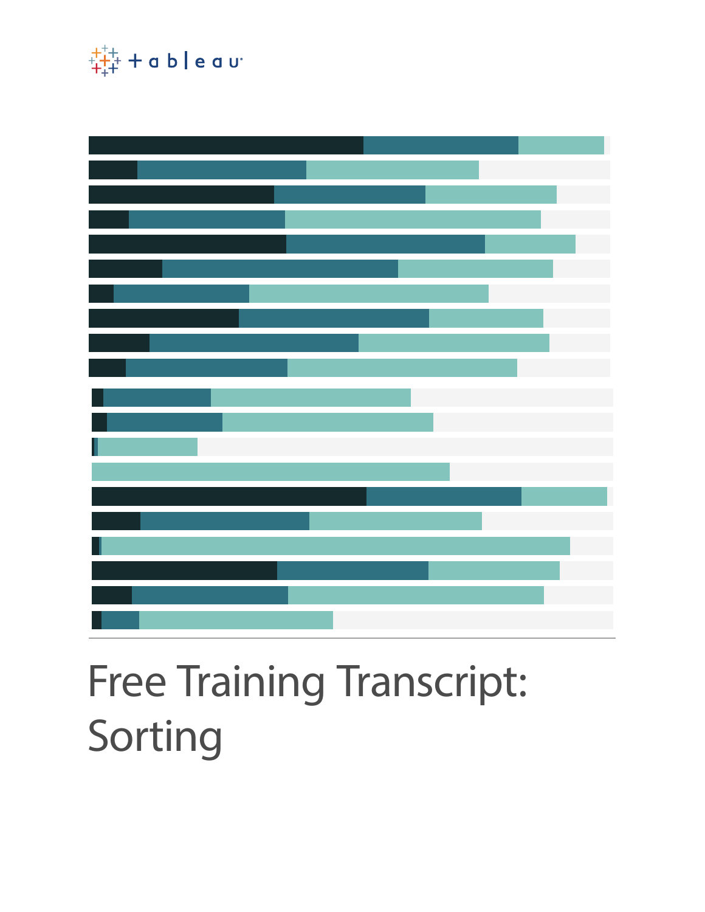# Free Training Transcript: Sorting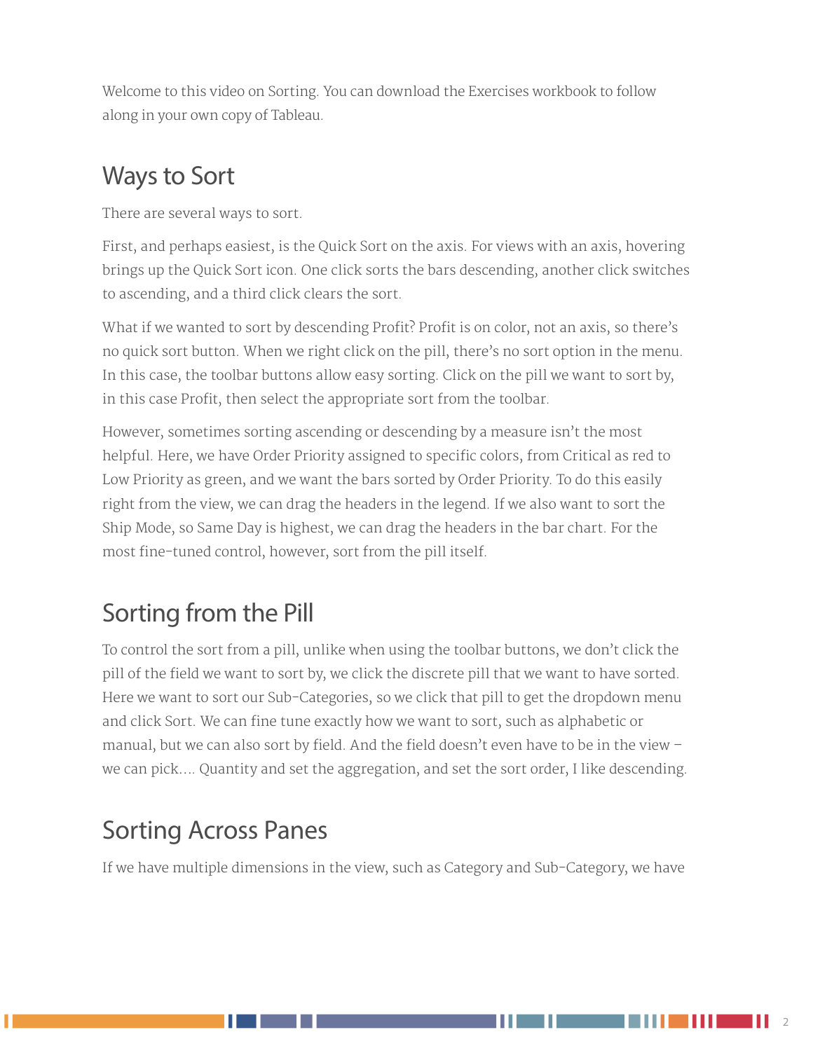Welcome to this video on Sorting. You can download the Exercises workbook to follow along in your own copy of Tableau.

## Ways to Sort

There are several ways to sort.

First, and perhaps easiest, is the Quick Sort on the axis. For views with an axis, hovering brings up the Quick Sort icon. One click sorts the bars descending, another click switches to ascending, and a third click clears the sort.

What if we wanted to sort by descending Profit? Profit is on color, not an axis, so there's no quick sort button. When we right click on the pill, there's no sort option in the menu. In this case, the toolbar buttons allow easy sorting. Click on the pill we want to sort by, in this case Profit, then select the appropriate sort from the toolbar.

However, sometimes sorting ascending or descending by a measure isn't the most helpful. Here, we have Order Priority assigned to specific colors, from Critical as red to Low Priority as green, and we want the bars sorted by Order Priority. To do this easily right from the view, we can drag the headers in the legend. If we also want to sort the Ship Mode, so Same Day is highest, we can drag the headers in the bar chart. For the most fine-tuned control, however, sort from the pill itself.

## Sorting from the Pill

To control the sort from a pill, unlike when using the toolbar buttons, we don't click the pill of the field we want to sort by, we click the discrete pill that we want to have sorted. Here we want to sort our Sub-Categories, so we click that pill to get the dropdown menu and click Sort. We can fine tune exactly how we want to sort, such as alphabetic or manual, but we can also sort by field. And the field doesn't even have to be in the view – we can pick…. Quantity and set the aggregation, and set the sort order, I like descending.

## Sorting Across Panes

If we have multiple dimensions in the view, such as Category and Sub-Category, we have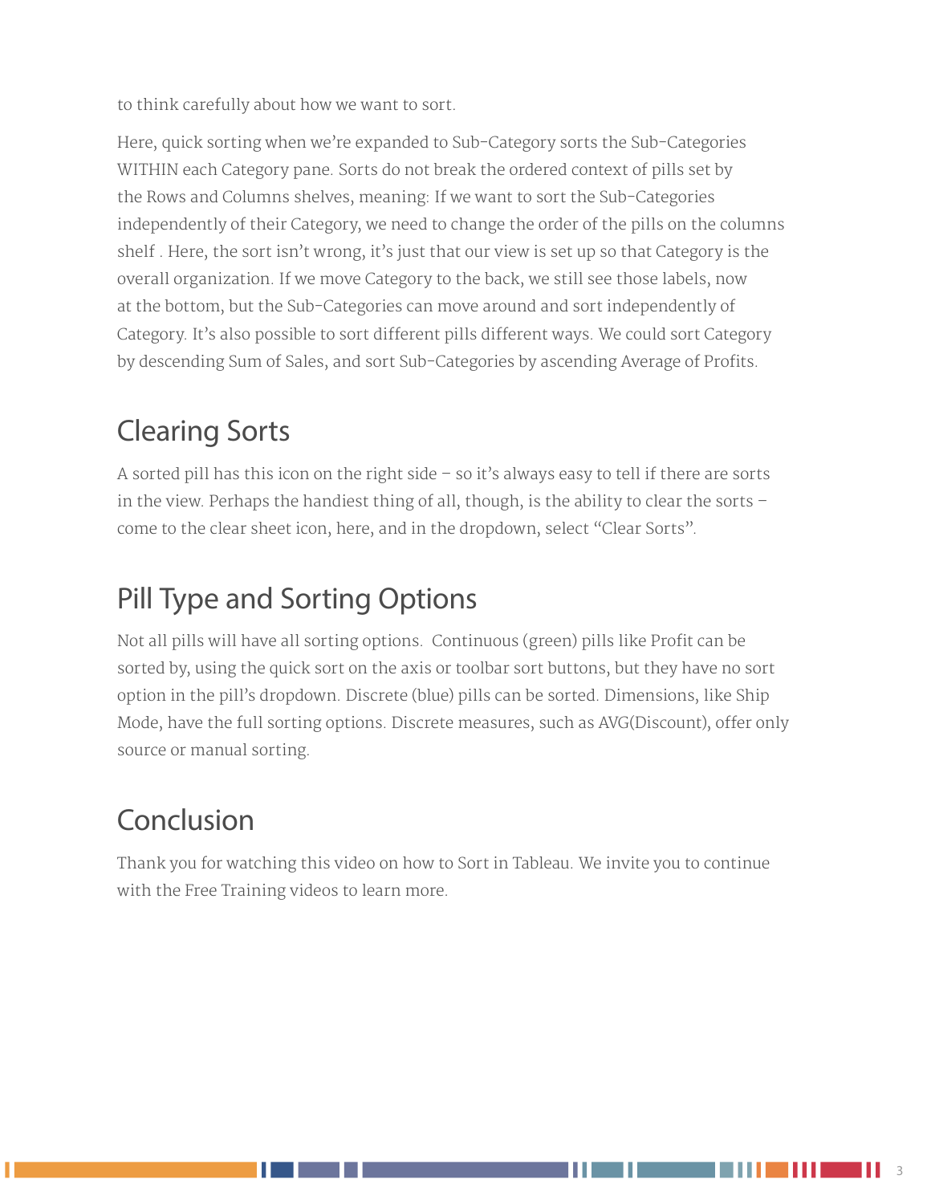to think carefully about how we want to sort.

Here, quick sorting when we're expanded to Sub-Category sorts the Sub-Categories WITHIN each Category pane. Sorts do not break the ordered context of pills set by the Rows and Columns shelves, meaning: If we want to sort the Sub-Categories independently of their Category, we need to change the order of the pills on the columns shelf . Here, the sort isn't wrong, it's just that our view is set up so that Category is the overall organization. If we move Category to the back, we still see those labels, now at the bottom, but the Sub-Categories can move around and sort independently of Category. It's also possible to sort different pills different ways. We could sort Category by descending Sum of Sales, and sort Sub-Categories by ascending Average of Profits.

## Clearing Sorts

A sorted pill has this icon on the right side – so it's always easy to tell if there are sorts in the view. Perhaps the handiest thing of all, though, is the ability to clear the sorts – come to the clear sheet icon, here, and in the dropdown, select "Clear Sorts".

## Pill Type and Sorting Options

Not all pills will have all sorting options.  Continuous (green) pills like Profit can be sorted by, using the quick sort on the axis or toolbar sort buttons, but they have no sort option in the pill's dropdown. Discrete (blue) pills can be sorted. Dimensions, like Ship Mode, have the full sorting options. Discrete measures, such as AVG(Discount), offer only source or manual sorting.

## Conclusion

Thank you for watching this video on how to Sort in Tableau. We invite you to continue with the Free Training videos to learn more.